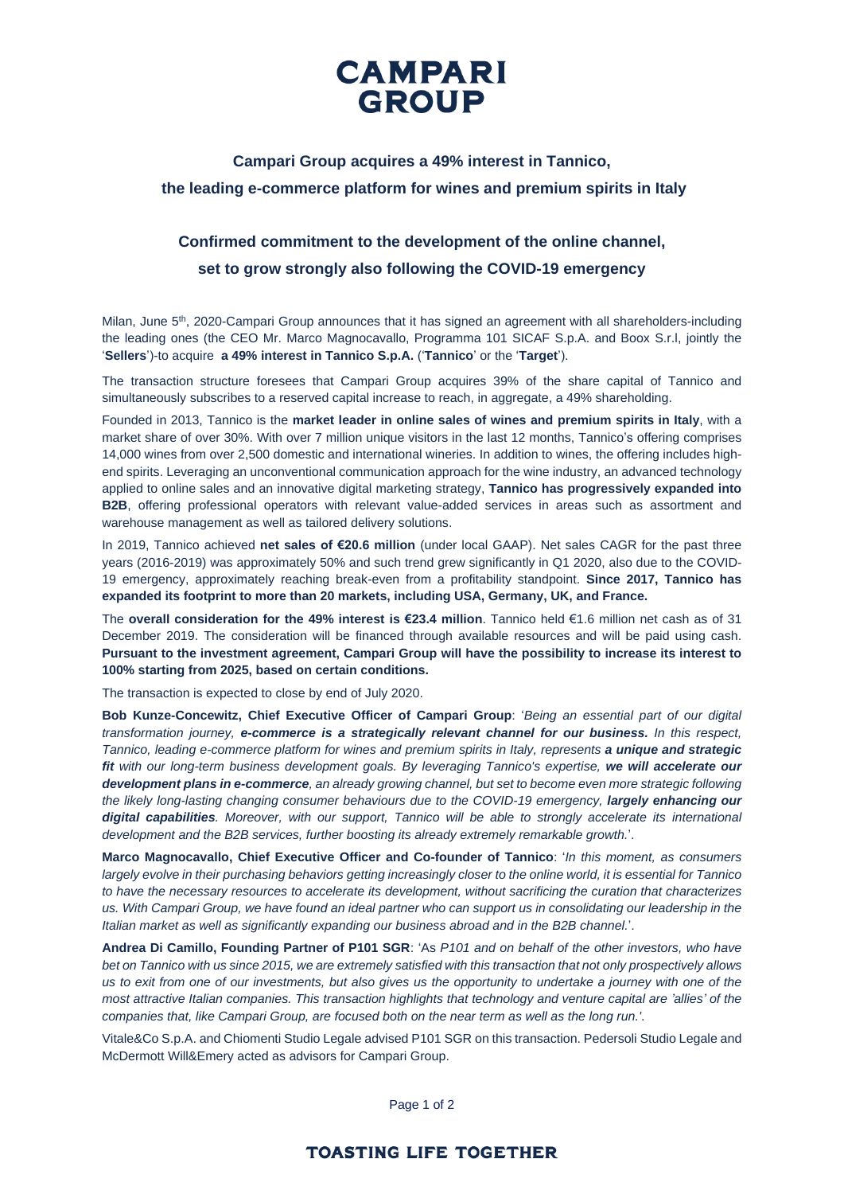# CAMPARI GROUP

## Campari Group acquires a 49% interest in Tannico, the leading e-commerce platform for wines and premium spirits in Italy

## Confirmed commitment to the development of the online channel, set to grow strongly also following the COVID-19 emergency

Milan, June 5th, 2020-Campari Group announces that it has signed an agreement with all shareholders-including the leading ones (the CEO Mr. Marco Magnocavallo, Programma 101 SICAF S.p.A. and Boox S.r.l, jointly the '**Sellers**')-to acquire **a 49% interest in Tannico S.p.A.** ('**Tannico**' or the '**Target**').

The transaction structure foresees that Campari Group acquires 39% of the share capital of Tannico and simultaneously subscribes to a reserved capital increase to reach, in aggregate, a 49% shareholding.

Founded in 2013, Tannico is the **market leader in online sales of wines and premium spirits in Italy**, with a market share of over 30%. With over 7 million unique visitors in the last 12 months, Tannico's offering comprises 14,000 wines from over 2,500 domestic and international wineries. In addition to wines, the offering includes high-end spirits. Leveraging an unconventional communication approach for the wine industry, an advanced technology applied to online sales and an innovative digital marketing strategy, **Tannico has progressively expanded into B2B**, offering professional operators with relevant value-added services in areas such as assortment and warehouse management as well as tailored delivery solutions.

In 2019, Tannico achieved **net sales of €20.6 million** (under local GAAP). Net sales CAGR for the past three years (2016-2019) was approximately 50% and such trend grew significantly in Q1 2020, also due to the COVID-19 emergency, approximately reaching break-even from a profitability standpoint. **Since 2017, Tannico has expanded its footprint to more than 20 markets, including USA, Germany, UK, and France.**

The **overall consideration for the 49% interest is €23.4 million**. Tannico held €1.6 million net cash as of 31 December 2019. The consideration will be financed through available resources and will be paid using cash. **Pursuant to the investment agreement, Campari Group will have the possibility to increase its interest to 100% starting from 2025, based on certain conditions.**

The transaction is expected to close by end of July 2020.

**Bob Kunze-Concewitz, Chief Executive Officer of Campari Group**: '*Being an essential part of our digital transformation journey, **e-commerce is a strategically relevant channel for our business.** In this respect, Tannico, leading e-commerce platform for wines and premium spirits in Italy, represents **a unique and strategic fit** with our long-term business development goals. By leveraging Tannico's expertise, **we will accelerate our development plans in e-commerce**, an already growing channel, but set to become even more strategic following the likely long-lasting changing consumer behaviours due to the COVID-19 emergency, **largely enhancing our digital capabilities**. Moreover, with our support, Tannico will be able to strongly accelerate its international development and the B2B services, further boosting its already extremely remarkable growth.*'.

**Marco Magnocavallo, Chief Executive Officer and Co-founder of Tannico**: '*In this moment, as consumers largely evolve in their purchasing behaviors getting increasingly closer to the online world, it is essential for Tannico to have the necessary resources to accelerate its development, without sacrificing the curation that characterizes us. With Campari Group, we have found an ideal partner who can support us in consolidating our leadership in the Italian market as well as significantly expanding our business abroad and in the B2B channel.*'.

**Andrea Di Camillo, Founding Partner of P101 SGR**: 'As *P101 and on behalf of the other investors, who have bet on Tannico with us since 2015, we are extremely satisfied with this transaction that not only prospectively allows us to exit from one of our investments, but also gives us the opportunity to undertake a journey with one of the most attractive Italian companies. This transaction highlights that technology and venture capital are 'allies' of the companies that, like Campari Group, are focused both on the near term as well as the long run.'*.

Vitale&Co S.p.A. and Chiomenti Studio Legale advised P101 SGR on this transaction. Pedersoli Studio Legale and McDermott Will&Emery acted as advisors for Campari Group.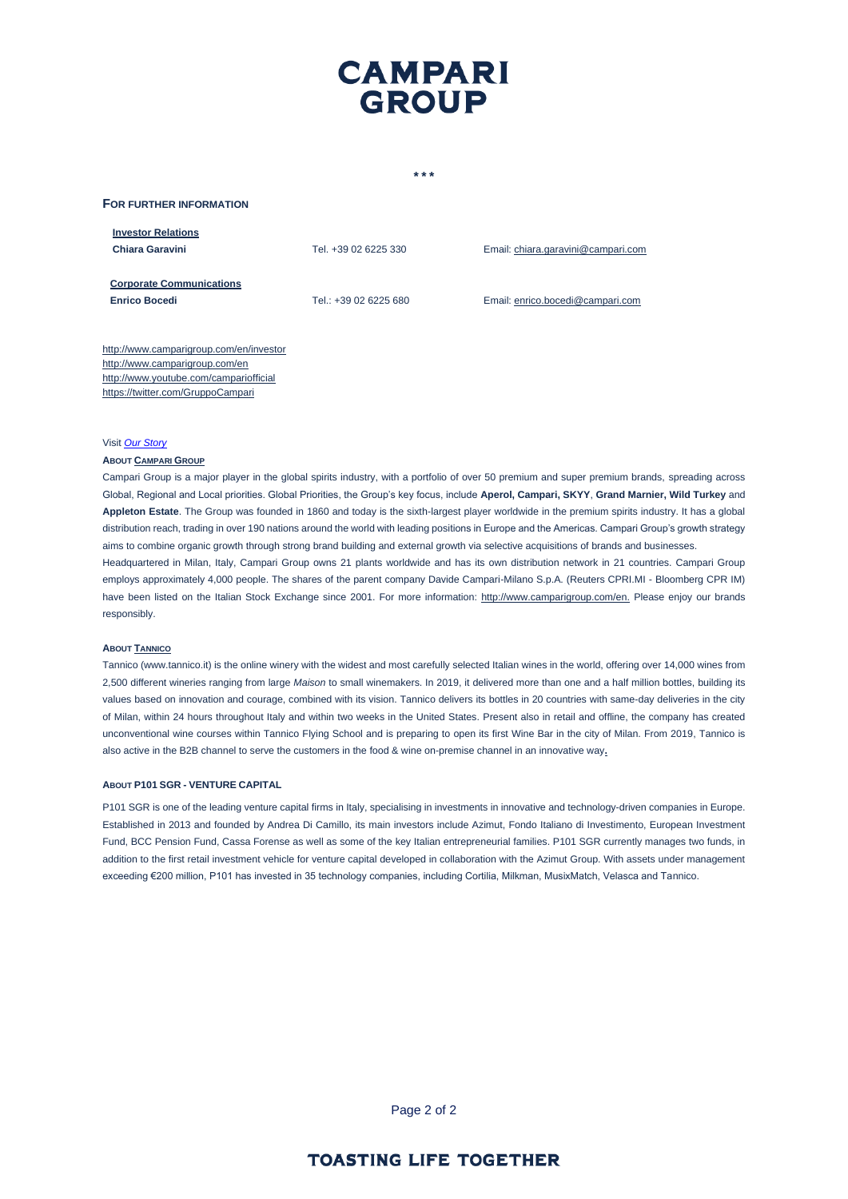\* \* \*

**FOR FURTHER INFORMATION**

| | | |
|---|---|---|
| **Investor Relations** | | |
| **Chiara Garavini** | Tel. +39 02 6225 330 | Email: chiara.garavini@campari.com |
| **Corporate Communications** | | |
| **Enrico Bocedi** | Tel.: +39 02 6225 680 | Email: enrico.bocedi@campari.com |

http://www.camparigroup.com/en/investor
http://www.camparigroup.com/en
http://www.youtube.com/campariofficial
https://twitter.com/GruppoCampari

Visit *Our Story*

**ABOUT CAMPARI GROUP**

Campari Group is a major player in the global spirits industry, with a portfolio of over 50 premium and super premium brands, spreading across Global, Regional and Local priorities. Global Priorities, the Group's key focus, include **Aperol, Campari, SKYY**, **Grand Marnier, Wild Turkey** and **Appleton Estate**. The Group was founded in 1860 and today is the sixth-largest player worldwide in the premium spirits industry. It has a global distribution reach, trading in over 190 nations around the world with leading positions in Europe and the Americas. Campari Group's growth strategy aims to combine organic growth through strong brand building and external growth via selective acquisitions of brands and businesses.
Headquartered in Milan, Italy, Campari Group owns 21 plants worldwide and has its own distribution network in 21 countries. Campari Group employs approximately 4,000 people. The shares of the parent company Davide Campari-Milano S.p.A. (Reuters CPRI.MI - Bloomberg CPR IM) have been listed on the Italian Stock Exchange since 2001. For more information: http://www.camparigroup.com/en. Please enjoy our brands responsibly.

**ABOUT TANNICO**

Tannico (www.tannico.it) is the online winery with the widest and most carefully selected Italian wines in the world, offering over 14,000 wines from 2,500 different wineries ranging from large *Maison* to small winemakers. In 2019, it delivered more than one and a half million bottles, building its values based on innovation and courage, combined with its vision. Tannico delivers its bottles in 20 countries with same-day deliveries in the city of Milan, within 24 hours throughout Italy and within two weeks in the United States. Present also in retail and offline, the company has created unconventional wine courses within Tannico Flying School and is preparing to open its first Wine Bar in the city of Milan. From 2019, Tannico is also active in the B2B channel to serve the customers in the food & wine on-premise channel in an innovative way.

**ABOUT P101 SGR - VENTURE CAPITAL**

P101 SGR is one of the leading venture capital firms in Italy, specialising in investments in innovative and technology-driven companies in Europe. Established in 2013 and founded by Andrea Di Camillo, its main investors include Azimut, Fondo Italiano di Investimento, European Investment Fund, BCC Pension Fund, Cassa Forense as well as some of the key Italian entrepreneurial families. P101 SGR currently manages two funds, in addition to the first retail investment vehicle for venture capital developed in collaboration with the Azimut Group. With assets under management exceeding €200 million, P101 has invested in 35 technology companies, including Cortilia, Milkman, MusixMatch, Velasca and Tannico.